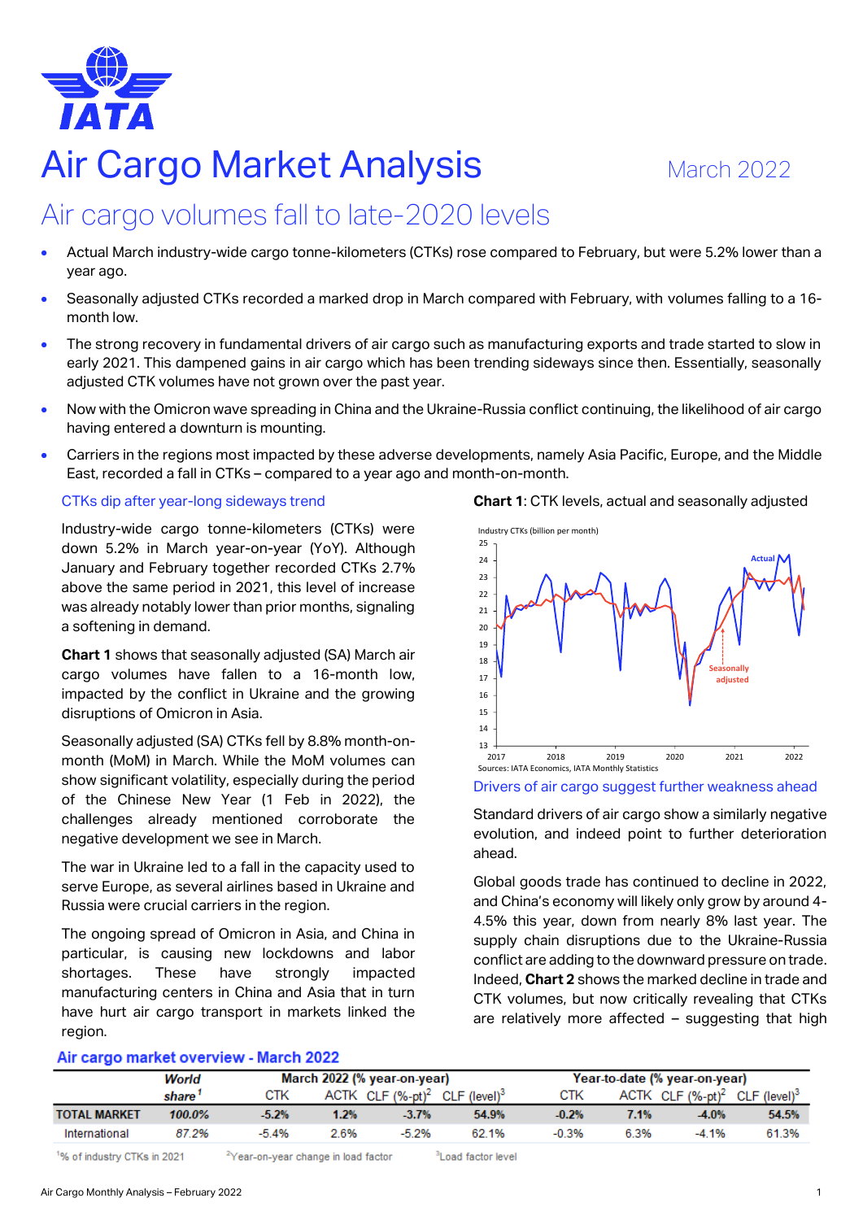# Air Cargo Market Analysis

March 2022

## Air cargo volumes fall to late-2020 levels

- Actual March industry-wide cargo tonne-kilometers (CTKs) rose compared to February, but were 5.2% lower than a year ago.
- Seasonally adjusted CTKs recorded a marked drop in March compared with February, with volumes falling to a 16-month low.
- The strong recovery in fundamental drivers of air cargo such as manufacturing exports and trade started to slow in early 2021. This dampened gains in air cargo which has been trending sideways since then. Essentially, seasonally adjusted CTK volumes have not grown over the past year.
- Now with the Omicron wave spreading in China and the Ukraine-Russia conflict continuing, the likelihood of air cargo having entered a downturn is mounting.
- Carriers in the regions most impacted by these adverse developments, namely Asia Pacific, Europe, and the Middle East, recorded a fall in CTKs – compared to a year ago and month-on-month.

### CTKs dip after year-long sideways trend

Industry-wide cargo tonne-kilometers (CTKs) were down 5.2% in March year-on-year (YoY). Although January and February together recorded CTKs 2.7% above the same period in 2021, this level of increase was already notably lower than prior months, signaling a softening in demand.

**Chart 1** shows that seasonally adjusted (SA) March air cargo volumes have fallen to a 16-month low, impacted by the conflict in Ukraine and the growing disruptions of Omicron in Asia.

Seasonally adjusted (SA) CTKs fell by 8.8% month-on-month (MoM) in March. While the MoM volumes can show significant volatility, especially during the period of the Chinese New Year (1 Feb in 2022), the challenges already mentioned corroborate the negative development we see in March.

The war in Ukraine led to a fall in the capacity used to serve Europe, as several airlines based in Ukraine and Russia were crucial carriers in the region.

The ongoing spread of Omicron in Asia, and China in particular, is causing new lockdowns and labor shortages. These have strongly impacted manufacturing centers in China and Asia that in turn have hurt air cargo transport in markets linked the region.

**Chart 1**: CTK levels, actual and seasonally adjusted

Sources: IATA Economics, IATA Monthly Statistics

### Drivers of air cargo suggest further weakness ahead

Standard drivers of air cargo show a similarly negative evolution, and indeed point to further deterioration ahead.

Global goods trade has continued to decline in 2022, and China's economy will likely only grow by around 4-4.5% this year, down from nearly 8% last year. The supply chain disruptions due to the Ukraine-Russia conflict are adding to the downward pressure on trade. Indeed, **Chart 2** shows the marked decline in trade and CTK volumes, but now critically revealing that CTKs are relatively more affected – suggesting that high

### Air cargo market overview - March 2022

| | World share[1] | March 2022 (% year-on-year) | | | | Year-to-date (% year-on-year) | | | |
|---|---|---|---|---|---|---|---|---|---|
| | | CTK | ACTK | CLF (%-pt)[2] | CLF (level)[3] | CTK | ACTK | CLF (%-pt)[2] | CLF (level)[3] |
| **TOTAL MARKET** | **100.0%** | **-5.2%** | **1.2%** | **-3.7%** | **54.9%** | **-0.2%** | **7.1%** | **-4.0%** | **54.5%** |
| International | 87.2% | -5.4% | 2.6% | -5.2% | 62.1% | -0.3% | 6.3% | -4.1% | 61.3% |

[1]% of industry CTKs in 2021 [2]Year-on-year change in load factor [3]Load factor level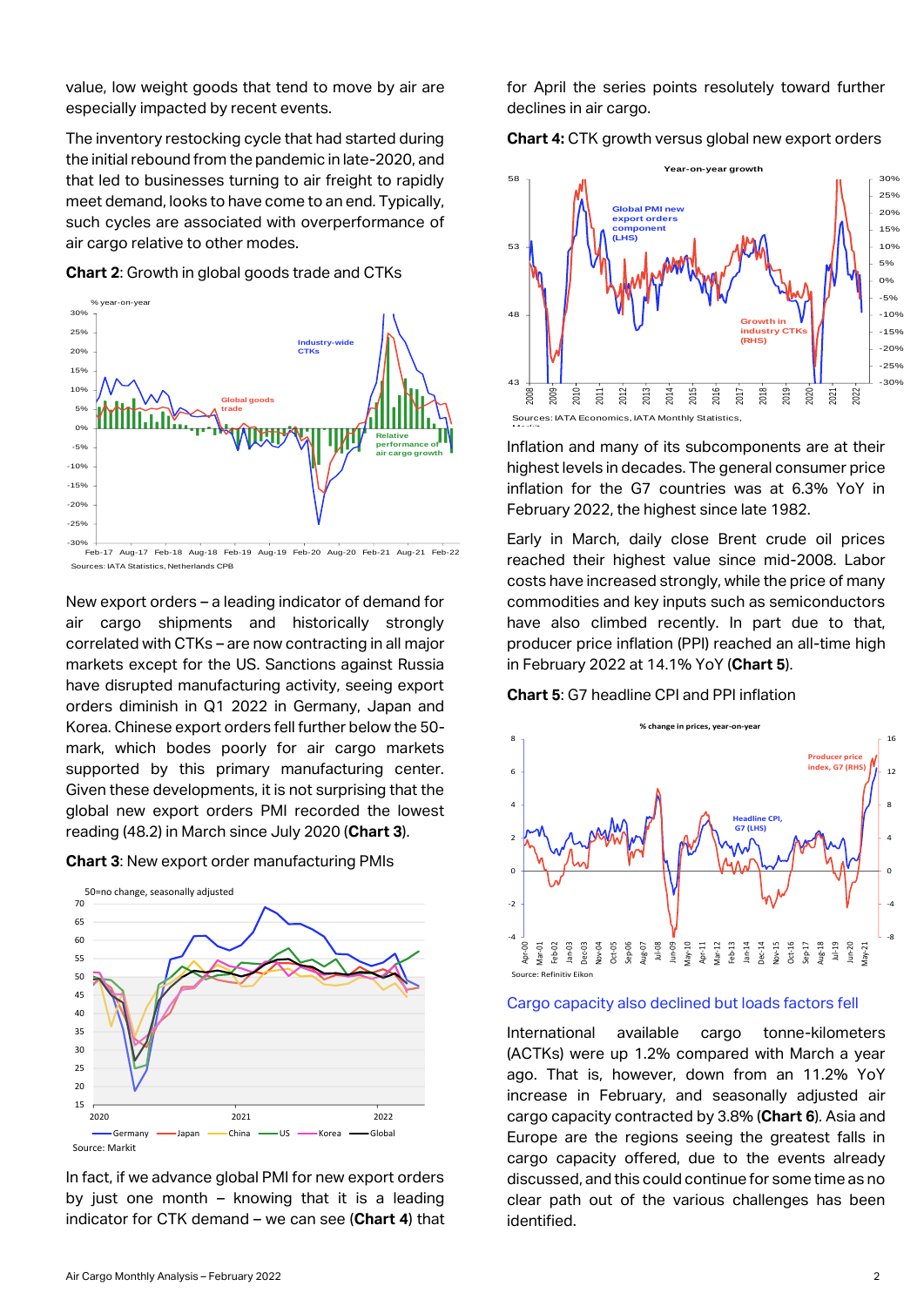value, low weight goods that tend to move by air are especially impacted by recent events.

The inventory restocking cycle that had started during the initial rebound from the pandemic in late-2020, and that led to businesses turning to air freight to rapidly meet demand, looks to have come to an end. Typically, such cycles are associated with overperformance of air cargo relative to other modes.

**Chart 2**: Growth in global goods trade and CTKs

Sources: IATA Statistics, Netherlands CPB

New export orders – a leading indicator of demand for air cargo shipments and historically strongly correlated with CTKs – are now contracting in all major markets except for the US. Sanctions against Russia have disrupted manufacturing activity, seeing export orders diminish in Q1 2022 in Germany, Japan and Korea. Chinese export orders fell further below the 50-mark, which bodes poorly for air cargo markets supported by this primary manufacturing center. Given these developments, it is not surprising that the global new export orders PMI recorded the lowest reading (48.2) in March since July 2020 (**Chart 3**).

**Chart 3**: New export order manufacturing PMIs

Source: Markit

In fact, if we advance global PMI for new export orders by just one month – knowing that it is a leading indicator for CTK demand – we can see (**Chart 4**) that for April the series points resolutely toward further declines in air cargo.

**Chart 4:** CTK growth versus global new export orders

Sources: IATA Economics, IATA Monthly Statistics, Markit

Inflation and many of its subcomponents are at their highest levels in decades. The general consumer price inflation for the G7 countries was at 6.3% YoY in February 2022, the highest since late 1982.

Early in March, daily close Brent crude oil prices reached their highest value since mid-2008. Labor costs have increased strongly, while the price of many commodities and key inputs such as semiconductors have also climbed recently. In part due to that, producer price inflation (PPI) reached an all-time high in February 2022 at 14.1% YoY (**Chart 5**).

**Chart 5**: G7 headline CPI and PPI inflation

Source: Refinitiv Eikon

## Cargo capacity also declined but loads factors fell

International available cargo tonne-kilometers (ACTKs) were up 1.2% compared with March a year ago. That is, however, down from an 11.2% YoY increase in February, and seasonally adjusted air cargo capacity contracted by 3.8% (**Chart 6**). Asia and Europe are the regions seeing the greatest falls in cargo capacity offered, due to the events already discussed, and this could continue for some time as no clear path out of the various challenges has been identified.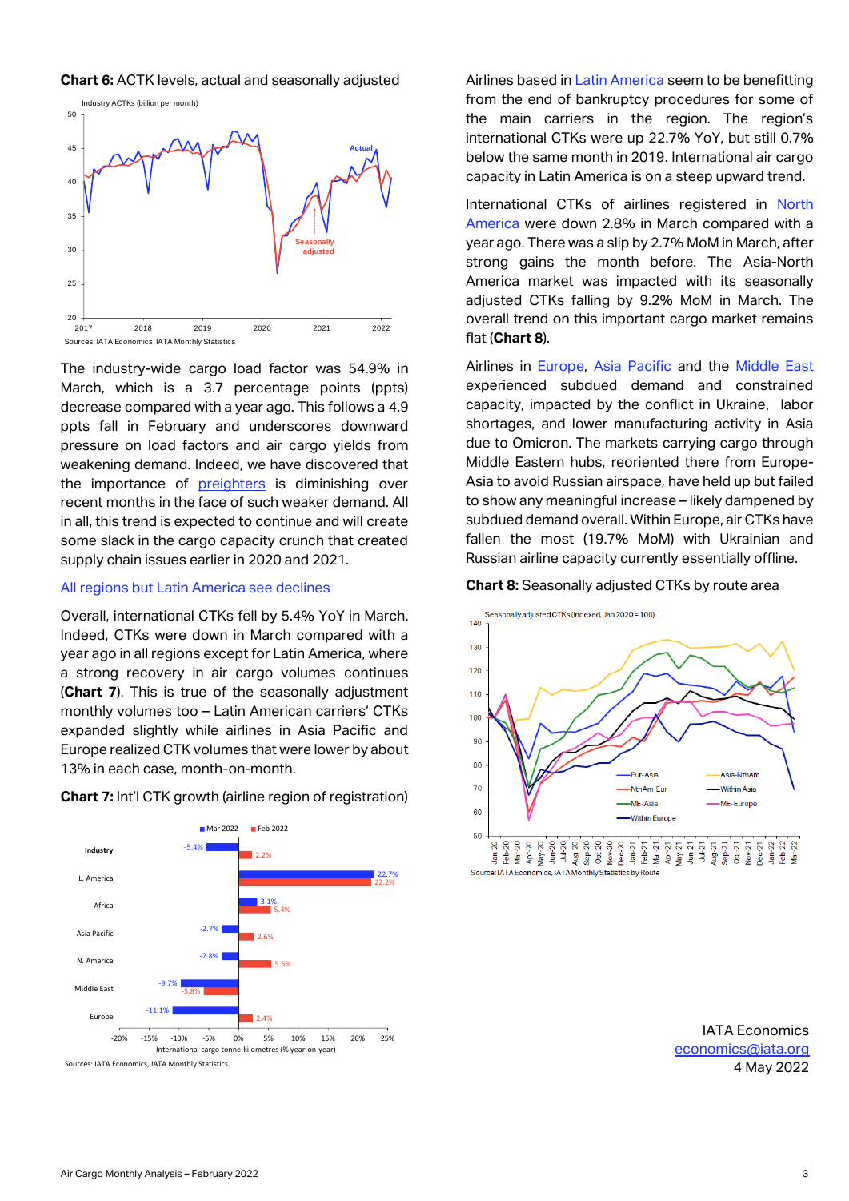**Chart 6:** ACTK levels, actual and seasonally adjusted

Sources: IATA Economics, IATA Monthly Statistics

The industry-wide cargo load factor was 54.9% in March, which is a 3.7 percentage points (ppts) decrease compared with a year ago. This follows a 4.9 ppts fall in February and underscores downward pressure on load factors and air cargo yields from weakening demand. Indeed, we have discovered that the importance of preighters is diminishing over recent months in the face of such weaker demand. All in all, this trend is expected to continue and will create some slack in the cargo capacity crunch that created supply chain issues earlier in 2020 and 2021.

## All regions but Latin America see declines

Overall, international CTKs fell by 5.4% YoY in March. Indeed, CTKs were down in March compared with a year ago in all regions except for Latin America, where a strong recovery in air cargo volumes continues (**Chart 7**). This is true of the seasonally adjustment monthly volumes too – Latin American carriers' CTKs expanded slightly while airlines in Asia Pacific and Europe realized CTK volumes that were lower by about 13% in each case, month-on-month.

**Chart 7:** Int'l CTK growth (airline region of registration)

| | Mar 2022 | Feb 2022 |
|---|---|---|
| Industry | -5.4% | 2.2% |
| L. America | 22.7% | 22.2% |
| Africa | 3.1% | 5.4% |
| Asia Pacific | -2.7% | 2.6% |
| N. America | -2.8% | 5.5% |
| Middle East | -9.7% | -5.8% |
| Europe | -11.1% | 2.4% |

Sources: IATA Economics, IATA Monthly Statistics

Airlines based in Latin America seem to be benefitting from the end of bankruptcy procedures for some of the main carriers in the region. The region's international CTKs were up 22.7% YoY, but still 0.7% below the same month in 2019. International air cargo capacity in Latin America is on a steep upward trend.

International CTKs of airlines registered in North America were down 2.8% in March compared with a year ago. There was a slip by 2.7% MoM in March, after strong gains the month before. The Asia-North America market was impacted with its seasonally adjusted CTKs falling by 9.2% MoM in March. The overall trend on this important cargo market remains flat (**Chart 8**).

Airlines in Europe, Asia Pacific and the Middle East experienced subdued demand and constrained capacity, impacted by the conflict in Ukraine, labor shortages, and lower manufacturing activity in Asia due to Omicron. The markets carrying cargo through Middle Eastern hubs, reoriented there from Europe-Asia to avoid Russian airspace, have held up but failed to show any meaningful increase – likely dampened by subdued demand overall. Within Europe, air CTKs have fallen the most (19.7% MoM) with Ukrainian and Russian airline capacity currently essentially offline.

**Chart 8:** Seasonally adjusted CTKs by route area

Source: IATA Economics, IATA Monthly Statistics by Route

IATA Economics
economics@iata.org
4 May 2022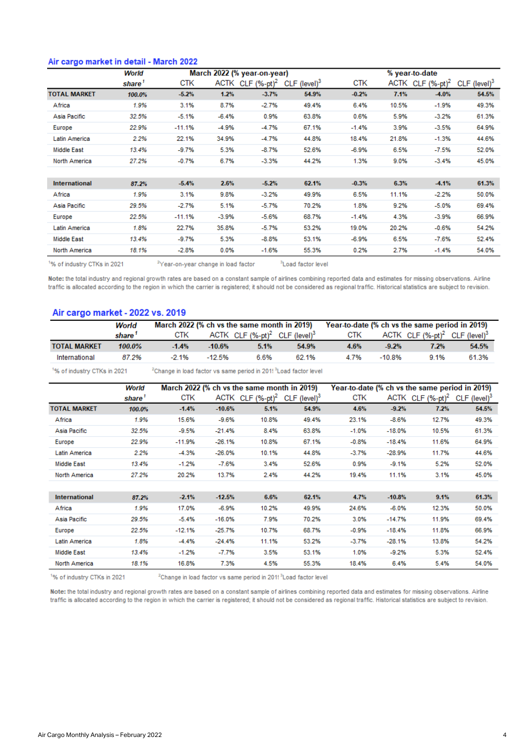## Air cargo market in detail - March 2022

| | World share[1] | March 2022 (% year-on-year) | | | | % year-to-date | | | |
|---|---|---|---|---|---|---|---|---|---|
| | | CTK | ACTK | CLF (%-pt)[2] | CLF (level)[3] | CTK | ACTK | CLF (%-pt)[2] | CLF (level)[3] |
| **TOTAL MARKET** | *100.0%* | **-5.2%** | **1.2%** | **-3.7%** | **54.9%** | **-0.2%** | **7.1%** | **-4.0%** | **54.5%** |
| Africa | *1.9%* | 3.1% | 8.7% | -2.7% | 49.4% | 6.4% | 10.5% | -1.9% | 49.3% |
| Asia Pacific | *32.5%* | -5.1% | -6.4% | 0.9% | 63.8% | 0.6% | 5.9% | -3.2% | 61.3% |
| Europe | *22.9%* | -11.1% | -4.9% | -4.7% | 67.1% | -1.4% | 3.9% | -3.5% | 64.9% |
| Latin America | *2.2%* | 22.1% | 34.9% | -4.7% | 44.8% | 18.4% | 21.8% | -1.3% | 44.6% |
| Middle East | *13.4%* | -9.7% | 5.3% | -8.7% | 52.6% | -6.9% | 6.5% | -7.5% | 52.0% |
| North America | *27.2%* | -0.7% | 6.7% | -3.3% | 44.2% | 1.3% | 9.0% | -3.4% | 45.0% |
| **International** | *87.2%* | **-5.4%** | **2.6%** | **-5.2%** | **62.1%** | **-0.3%** | **6.3%** | **-4.1%** | **61.3%** |
| Africa | *1.9%* | 3.1% | 9.8% | -3.2% | 49.9% | 6.5% | 11.1% | -2.2% | 50.0% |
| Asia Pacific | *29.5%* | -2.7% | 5.1% | -5.7% | 70.2% | 1.8% | 9.2% | -5.0% | 69.4% |
| Europe | *22.5%* | -11.1% | -3.9% | -5.6% | 68.7% | -1.4% | 4.3% | -3.9% | 66.9% |
| Latin America | *1.8%* | 22.7% | 35.8% | -5.7% | 53.2% | 19.0% | 20.2% | -0.6% | 54.2% |
| Middle East | *13.4%* | -9.7% | 5.3% | -8.8% | 53.1% | -6.9% | 6.5% | -7.6% | 52.4% |
| North America | *18.1%* | -2.8% | 0.0% | -1.6% | 55.3% | 0.2% | 2.7% | -1.4% | 54.0% |

[1]% of industry CTKs in 2021 [2]Year-on-year change in load factor [3]Load factor level

**Note:** the total industry and regional growth rates are based on a constant sample of airlines combining reported data and estimates for missing observations. Airline traffic is allocated according to the region in which the carrier is registered; it should not be considered as regional traffic. Historical statistics are subject to revision.

## Air cargo market - 2022 vs. 2019

| | World share[1] | March 2022 (% ch vs the same month in 2019) | | | | Year-to-date (% ch vs the same period in 2019) | | | |
|---|---|---|---|---|---|---|---|---|---|
| | | CTK | ACTK | CLF (%-pt)[2] | CLF (level)[3] | CTK | ACTK | CLF (%-pt)[2] | CLF (level)[3] |
| **TOTAL MARKET** | *100.0%* | **-1.4%** | **-10.6%** | **5.1%** | **54.9%** | **4.6%** | **-9.2%** | **7.2%** | **54.5%** |
| International | *87.2%* | -2.1% | -12.5% | 6.6% | 62.1% | 4.7% | -10.8% | 9.1% | 61.3% |

[1]% of industry CTKs in 2021 [2]Change in load factor vs same period in 2019 [3]Load factor level

| | World share[1] | March 2022 (% ch vs the same month in 2019) | | | | Year-to-date (% ch vs the same period in 2019) | | | |
|---|---|---|---|---|---|---|---|---|---|
| | | CTK | ACTK | CLF (%-pt)[2] | CLF (level)[3] | CTK | ACTK | CLF (%-pt)[2] | CLF (level)[3] |
| **TOTAL MARKET** | *100.0%* | **-1.4%** | **-10.6%** | **5.1%** | **54.9%** | **4.6%** | **-9.2%** | **7.2%** | **54.5%** |
| Africa | *1.9%* | 15.6% | -9.6% | 10.8% | 49.4% | 23.1% | -8.6% | 12.7% | 49.3% |
| Asia Pacific | *32.5%* | -9.5% | -21.4% | 8.4% | 63.8% | -1.0% | -18.0% | 10.5% | 61.3% |
| Europe | *22.9%* | -11.9% | -26.1% | 10.8% | 67.1% | -0.8% | -18.4% | 11.6% | 64.9% |
| Latin America | *2.2%* | -4.3% | -26.0% | 10.1% | 44.8% | -3.7% | -28.9% | 11.7% | 44.6% |
| Middle East | *13.4%* | -1.2% | -7.6% | 3.4% | 52.6% | 0.9% | -9.1% | 5.2% | 52.0% |
| North America | *27.2%* | 20.2% | 13.7% | 2.4% | 44.2% | 19.4% | 11.1% | 3.1% | 45.0% |
| **International** | *87.2%* | **-2.1%** | **-12.5%** | **6.6%** | **62.1%** | **4.7%** | **-10.8%** | **9.1%** | **61.3%** |
| Africa | *1.9%* | 17.0% | -6.9% | 10.2% | 49.9% | 24.6% | -6.0% | 12.3% | 50.0% |
| Asia Pacific | *29.5%* | -5.4% | -16.0% | 7.9% | 70.2% | 3.0% | -14.7% | 11.9% | 69.4% |
| Europe | *22.5%* | -12.1% | -25.7% | 10.7% | 68.7% | -0.9% | -18.4% | 11.8% | 66.9% |
| Latin America | *1.8%* | -4.4% | -24.4% | 11.1% | 53.2% | -3.7% | -28.1% | 13.8% | 54.2% |
| Middle East | *13.4%* | -1.2% | -7.7% | 3.5% | 53.1% | 1.0% | -9.2% | 5.3% | 52.4% |
| North America | *18.1%* | 16.8% | 7.3% | 4.5% | 55.3% | 18.4% | 6.4% | 5.4% | 54.0% |

[1]% of industry CTKs in 2021 [2]Change in load factor vs same period in 2019 [3]Load factor level

**Note:** the total industry and regional growth rates are based on a constant sample of airlines combining reported data and estimates for missing observations. Airline traffic is allocated according to the region in which the carrier is registered; it should not be considered as regional traffic. Historical statistics are subject to revision.